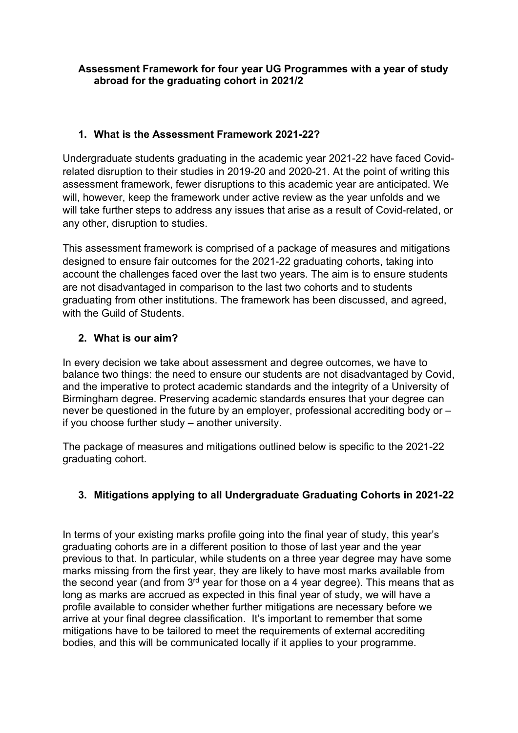# Assessment Framework for four year UG Programmes with a year of study abroad for the graduating cohort in 2021/2

## 1. What is the Assessment Framework 2021-22?

Undergraduate students graduating in the academic year 2021-22 have faced Covid-related disruption to their studies in 2019-20 and 2020-21. At the point of writing this assessment framework, fewer disruptions to this academic year are anticipated. We will, however, keep the framework under active review as the year unfolds and we will take further steps to address any issues that arise as a result of Covid-related, or any other, disruption to studies.

This assessment framework is comprised of a package of measures and mitigations designed to ensure fair outcomes for the 2021-22 graduating cohorts, taking into account the challenges faced over the last two years. The aim is to ensure students are not disadvantaged in comparison to the last two cohorts and to students graduating from other institutions. The framework has been discussed, and agreed, with the Guild of Students.

## 2. What is our aim?

In every decision we take about assessment and degree outcomes, we have to balance two things: the need to ensure our students are not disadvantaged by Covid, and the imperative to protect academic standards and the integrity of a University of Birmingham degree. Preserving academic standards ensures that your degree can never be questioned in the future by an employer, professional accrediting body or – if you choose further study – another university.

The package of measures and mitigations outlined below is specific to the 2021-22 graduating cohort.

## 3. Mitigations applying to all Undergraduate Graduating Cohorts in 2021-22

In terms of your existing marks profile going into the final year of study, this year's graduating cohorts are in a different position to those of last year and the year previous to that. In particular, while students on a three year degree may have some marks missing from the first year, they are likely to have most marks available from the second year (and from 3rd year for those on a 4 year degree). This means that as long as marks are accrued as expected in this final year of study, we will have a profile available to consider whether further mitigations are necessary before we arrive at your final degree classification. It's important to remember that some mitigations have to be tailored to meet the requirements of external accrediting bodies, and this will be communicated locally if it applies to your programme.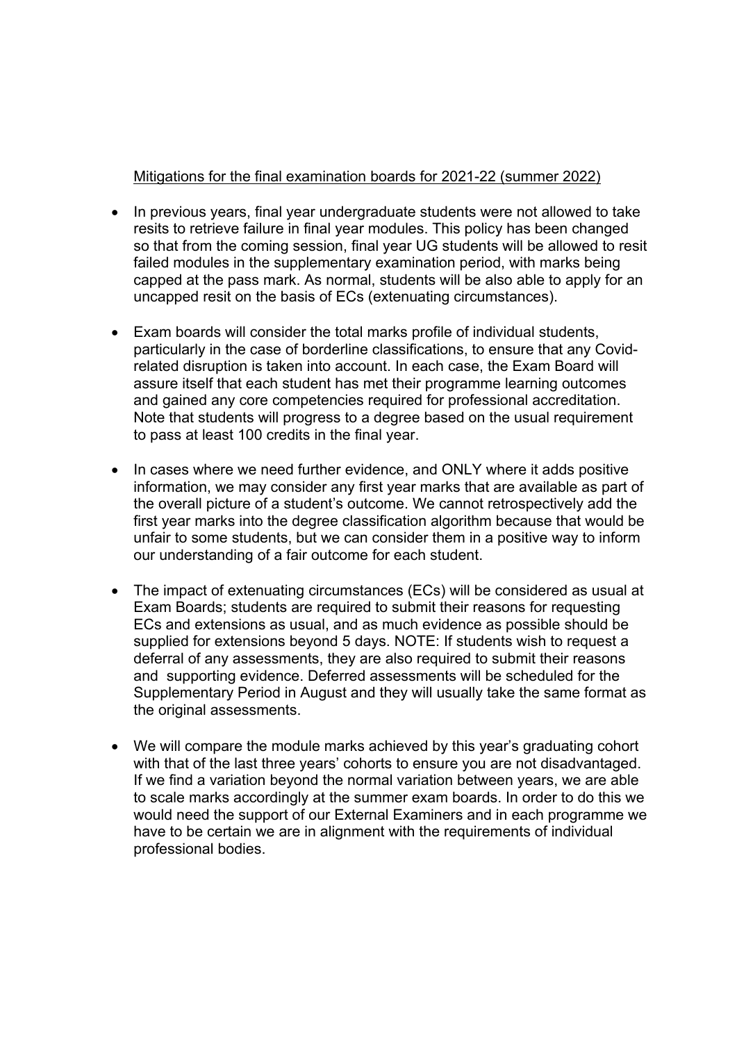Mitigations for the final examination boards for 2021-22 (summer 2022)

- In previous years, final year undergraduate students were not allowed to take resits to retrieve failure in final year modules. This policy has been changed so that from the coming session, final year UG students will be allowed to resit failed modules in the supplementary examination period, with marks being capped at the pass mark. As normal, students will be also able to apply for an uncapped resit on the basis of ECs (extenuating circumstances).

- Exam boards will consider the total marks profile of individual students, particularly in the case of borderline classifications, to ensure that any Covid-related disruption is taken into account. In each case, the Exam Board will assure itself that each student has met their programme learning outcomes and gained any core competencies required for professional accreditation. Note that students will progress to a degree based on the usual requirement to pass at least 100 credits in the final year.

- In cases where we need further evidence, and ONLY where it adds positive information, we may consider any first year marks that are available as part of the overall picture of a student's outcome. We cannot retrospectively add the first year marks into the degree classification algorithm because that would be unfair to some students, but we can consider them in a positive way to inform our understanding of a fair outcome for each student.

- The impact of extenuating circumstances (ECs) will be considered as usual at Exam Boards; students are required to submit their reasons for requesting ECs and extensions as usual, and as much evidence as possible should be supplied for extensions beyond 5 days. NOTE: If students wish to request a deferral of any assessments, they are also required to submit their reasons and supporting evidence. Deferred assessments will be scheduled for the Supplementary Period in August and they will usually take the same format as the original assessments.

- We will compare the module marks achieved by this year's graduating cohort with that of the last three years' cohorts to ensure you are not disadvantaged. If we find a variation beyond the normal variation between years, we are able to scale marks accordingly at the summer exam boards. In order to do this we would need the support of our External Examiners and in each programme we have to be certain we are in alignment with the requirements of individual professional bodies.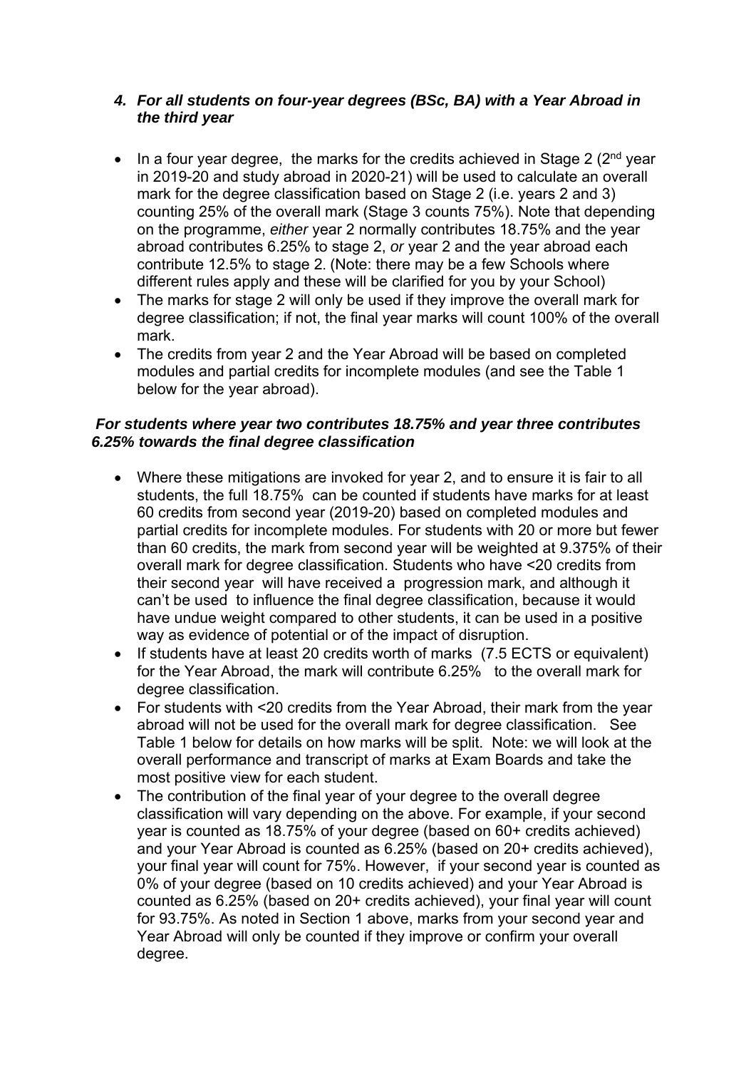### *4. For all students on four-year degrees (BSc, BA) with a Year Abroad in the third year*

- In a four year degree, the marks for the credits achieved in Stage 2 (2nd year in 2019-20 and study abroad in 2020-21) will be used to calculate an overall mark for the degree classification based on Stage 2 (i.e. years 2 and 3) counting 25% of the overall mark (Stage 3 counts 75%). Note that depending on the programme, *either* year 2 normally contributes 18.75% and the year abroad contributes 6.25% to stage 2, *or* year 2 and the year abroad each contribute 12.5% to stage 2. (Note: there may be a few Schools where different rules apply and these will be clarified for you by your School)
- The marks for stage 2 will only be used if they improve the overall mark for degree classification; if not, the final year marks will count 100% of the overall mark.
- The credits from year 2 and the Year Abroad will be based on completed modules and partial credits for incomplete modules (and see the Table 1 below for the year abroad).

***For students where year two contributes 18.75% and year three contributes 6.25% towards the final degree classification***

- Where these mitigations are invoked for year 2, and to ensure it is fair to all students, the full 18.75% can be counted if students have marks for at least 60 credits from second year (2019-20) based on completed modules and partial credits for incomplete modules. For students with 20 or more but fewer than 60 credits, the mark from second year will be weighted at 9.375% of their overall mark for degree classification. Students who have <20 credits from their second year will have received a progression mark, and although it can't be used to influence the final degree classification, because it would have undue weight compared to other students, it can be used in a positive way as evidence of potential or of the impact of disruption.
- If students have at least 20 credits worth of marks (7.5 ECTS or equivalent) for the Year Abroad, the mark will contribute 6.25% to the overall mark for degree classification.
- For students with <20 credits from the Year Abroad, their mark from the year abroad will not be used for the overall mark for degree classification. See Table 1 below for details on how marks will be split. Note: we will look at the overall performance and transcript of marks at Exam Boards and take the most positive view for each student.
- The contribution of the final year of your degree to the overall degree classification will vary depending on the above. For example, if your second year is counted as 18.75% of your degree (based on 60+ credits achieved) and your Year Abroad is counted as 6.25% (based on 20+ credits achieved), your final year will count for 75%. However, if your second year is counted as 0% of your degree (based on 10 credits achieved) and your Year Abroad is counted as 6.25% (based on 20+ credits achieved), your final year will count for 93.75%. As noted in Section 1 above, marks from your second year and Year Abroad will only be counted if they improve or confirm your overall degree.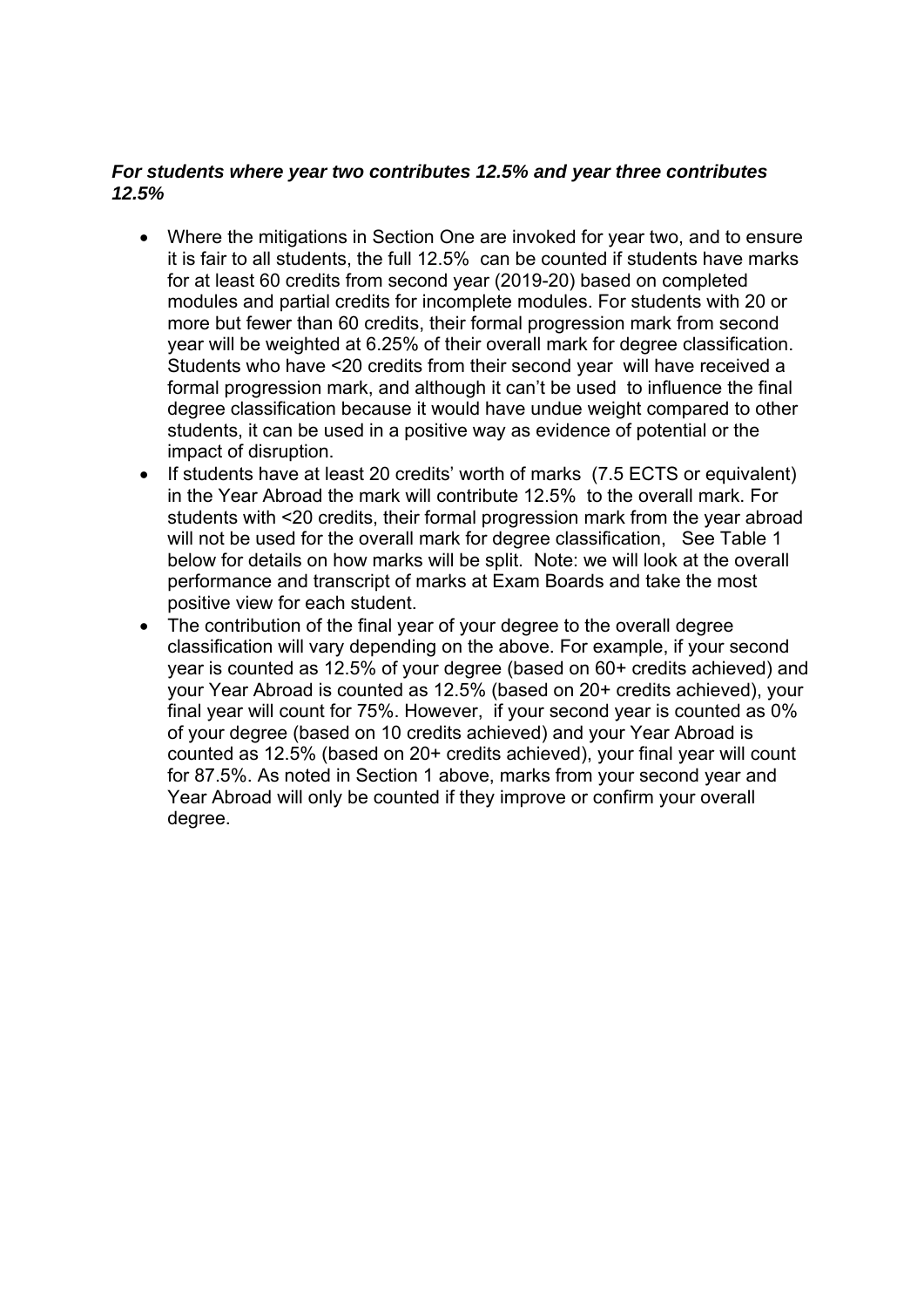***For students where year two contributes 12.5% and year three contributes 12.5%***

- Where the mitigations in Section One are invoked for year two, and to ensure it is fair to all students, the full 12.5% can be counted if students have marks for at least 60 credits from second year (2019-20) based on completed modules and partial credits for incomplete modules. For students with 20 or more but fewer than 60 credits, their formal progression mark from second year will be weighted at 6.25% of their overall mark for degree classification. Students who have <20 credits from their second year will have received a formal progression mark, and although it can't be used to influence the final degree classification because it would have undue weight compared to other students, it can be used in a positive way as evidence of potential or the impact of disruption.
- If students have at least 20 credits' worth of marks (7.5 ECTS or equivalent) in the Year Abroad the mark will contribute 12.5% to the overall mark. For students with <20 credits, their formal progression mark from the year abroad will not be used for the overall mark for degree classification, See Table 1 below for details on how marks will be split. Note: we will look at the overall performance and transcript of marks at Exam Boards and take the most positive view for each student.
- The contribution of the final year of your degree to the overall degree classification will vary depending on the above. For example, if your second year is counted as 12.5% of your degree (based on 60+ credits achieved) and your Year Abroad is counted as 12.5% (based on 20+ credits achieved), your final year will count for 75%. However, if your second year is counted as 0% of your degree (based on 10 credits achieved) and your Year Abroad is counted as 12.5% (based on 20+ credits achieved), your final year will count for 87.5%. As noted in Section 1 above, marks from your second year and Year Abroad will only be counted if they improve or confirm your overall degree.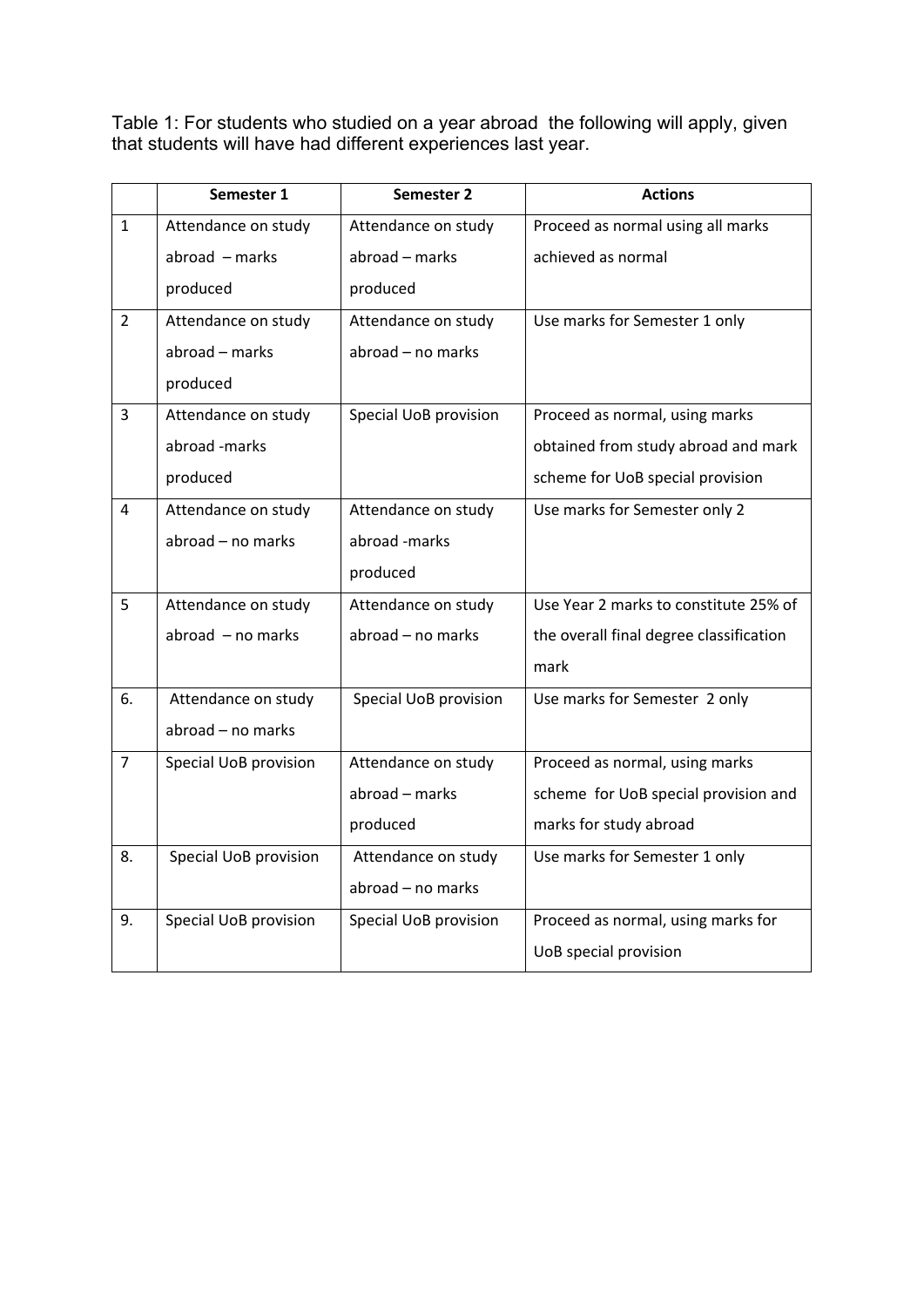Table 1: For students who studied on a year abroad the following will apply, given that students will have had different experiences last year.

| | Semester 1 | Semester 2 | Actions |
|---|---|---|---|
| 1 | Attendance on study abroad – marks produced | Attendance on study abroad – marks produced | Proceed as normal using all marks achieved as normal |
| 2 | Attendance on study abroad – marks produced | Attendance on study abroad – no marks | Use marks for Semester 1 only |
| 3 | Attendance on study abroad -marks produced | Special UoB provision | Proceed as normal, using marks obtained from study abroad and mark scheme for UoB special provision |
| 4 | Attendance on study abroad – no marks | Attendance on study abroad -marks produced | Use marks for Semester only 2 |
| 5 | Attendance on study abroad – no marks | Attendance on study abroad – no marks | Use Year 2 marks to constitute 25% of the overall final degree classification mark |
| 6. | Attendance on study abroad – no marks | Special UoB provision | Use marks for Semester 2 only |
| 7 | Special UoB provision | Attendance on study abroad – marks produced | Proceed as normal, using marks scheme for UoB special provision and marks for study abroad |
| 8. | Special UoB provision | Attendance on study abroad – no marks | Use marks for Semester 1 only |
| 9. | Special UoB provision | Special UoB provision | Proceed as normal, using marks for UoB special provision |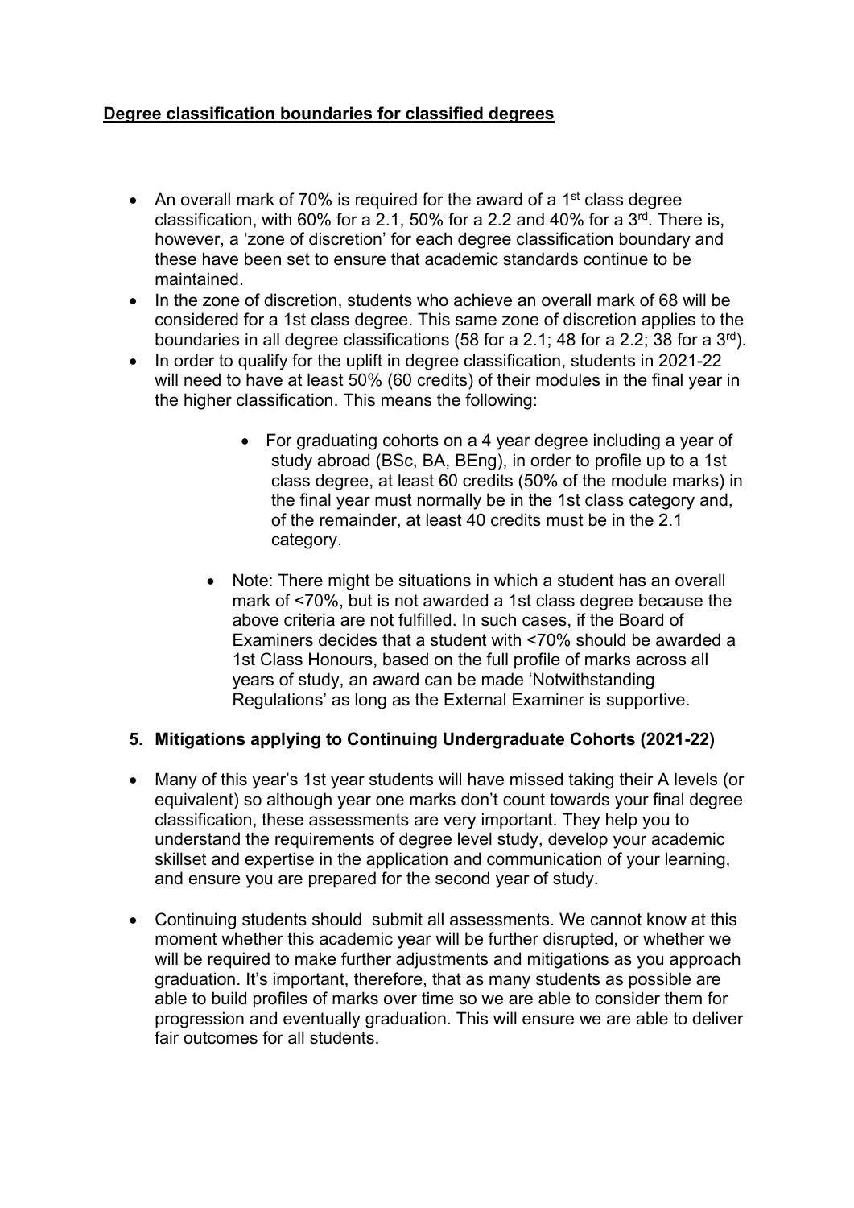**Degree classification boundaries for classified degrees**

- An overall mark of 70% is required for the award of a 1st class degree classification, with 60% for a 2.1, 50% for a 2.2 and 40% for a 3rd. There is, however, a 'zone of discretion' for each degree classification boundary and these have been set to ensure that academic standards continue to be maintained.
- In the zone of discretion, students who achieve an overall mark of 68 will be considered for a 1st class degree. This same zone of discretion applies to the boundaries in all degree classifications (58 for a 2.1; 48 for a 2.2; 38 for a 3rd).
- In order to qualify for the uplift in degree classification, students in 2021-22 will need to have at least 50% (60 credits) of their modules in the final year in the higher classification. This means the following:
  - For graduating cohorts on a 4 year degree including a year of study abroad (BSc, BA, BEng), in order to profile up to a 1st class degree, at least 60 credits (50% of the module marks) in the final year must normally be in the 1st class category and, of the remainder, at least 40 credits must be in the 2.1 category.
  - Note: There might be situations in which a student has an overall mark of <70%, but is not awarded a 1st class degree because the above criteria are not fulfilled. In such cases, if the Board of Examiners decides that a student with <70% should be awarded a 1st Class Honours, based on the full profile of marks across all years of study, an award can be made 'Notwithstanding Regulations' as long as the External Examiner is supportive.

## 5. Mitigations applying to Continuing Undergraduate Cohorts (2021-22)

- Many of this year's 1st year students will have missed taking their A levels (or equivalent) so although year one marks don't count towards your final degree classification, these assessments are very important. They help you to understand the requirements of degree level study, develop your academic skillset and expertise in the application and communication of your learning, and ensure you are prepared for the second year of study.
- Continuing students should submit all assessments. We cannot know at this moment whether this academic year will be further disrupted, or whether we will be required to make further adjustments and mitigations as you approach graduation. It's important, therefore, that as many students as possible are able to build profiles of marks over time so we are able to consider them for progression and eventually graduation. This will ensure we are able to deliver fair outcomes for all students.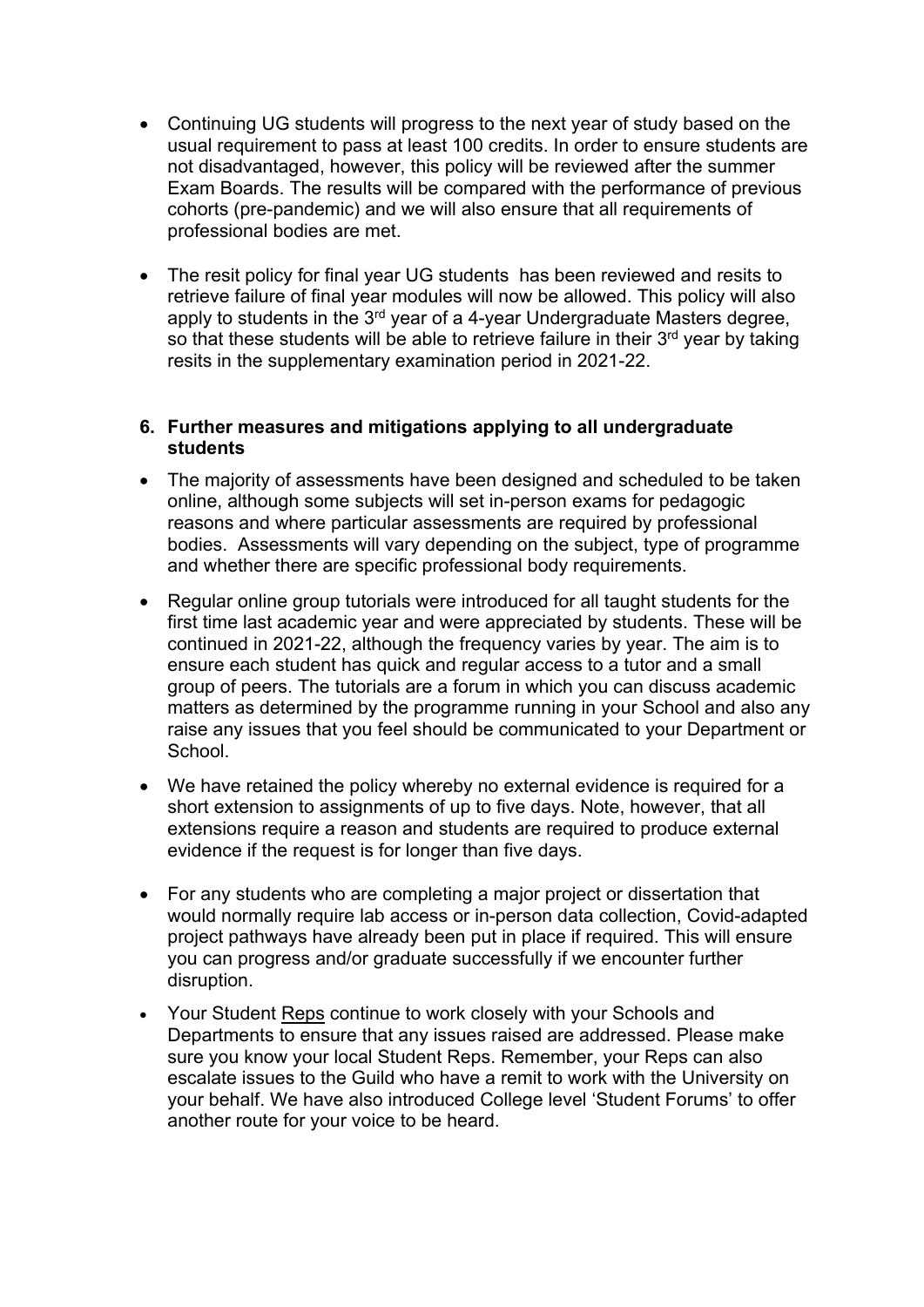- Continuing UG students will progress to the next year of study based on the usual requirement to pass at least 100 credits. In order to ensure students are not disadvantaged, however, this policy will be reviewed after the summer Exam Boards. The results will be compared with the performance of previous cohorts (pre-pandemic) and we will also ensure that all requirements of professional bodies are met.

- The resit policy for final year UG students has been reviewed and resits to retrieve failure of final year modules will now be allowed. This policy will also apply to students in the 3rd year of a 4-year Undergraduate Masters degree, so that these students will be able to retrieve failure in their 3rd year by taking resits in the supplementary examination period in 2021-22.

## 6. Further measures and mitigations applying to all undergraduate students

- The majority of assessments have been designed and scheduled to be taken online, although some subjects will set in-person exams for pedagogic reasons and where particular assessments are required by professional bodies. Assessments will vary depending on the subject, type of programme and whether there are specific professional body requirements.

- Regular online group tutorials were introduced for all taught students for the first time last academic year and were appreciated by students. These will be continued in 2021-22, although the frequency varies by year. The aim is to ensure each student has quick and regular access to a tutor and a small group of peers. The tutorials are a forum in which you can discuss academic matters as determined by the programme running in your School and also any raise any issues that you feel should be communicated to your Department or School.

- We have retained the policy whereby no external evidence is required for a short extension to assignments of up to five days. Note, however, that all extensions require a reason and students are required to produce external evidence if the request is for longer than five days.

- For any students who are completing a major project or dissertation that would normally require lab access or in-person data collection, Covid-adapted project pathways have already been put in place if required. This will ensure you can progress and/or graduate successfully if we encounter further disruption.

- Your Student Reps continue to work closely with your Schools and Departments to ensure that any issues raised are addressed. Please make sure you know your local Student Reps. Remember, your Reps can also escalate issues to the Guild who have a remit to work with the University on your behalf. We have also introduced College level 'Student Forums' to offer another route for your voice to be heard.